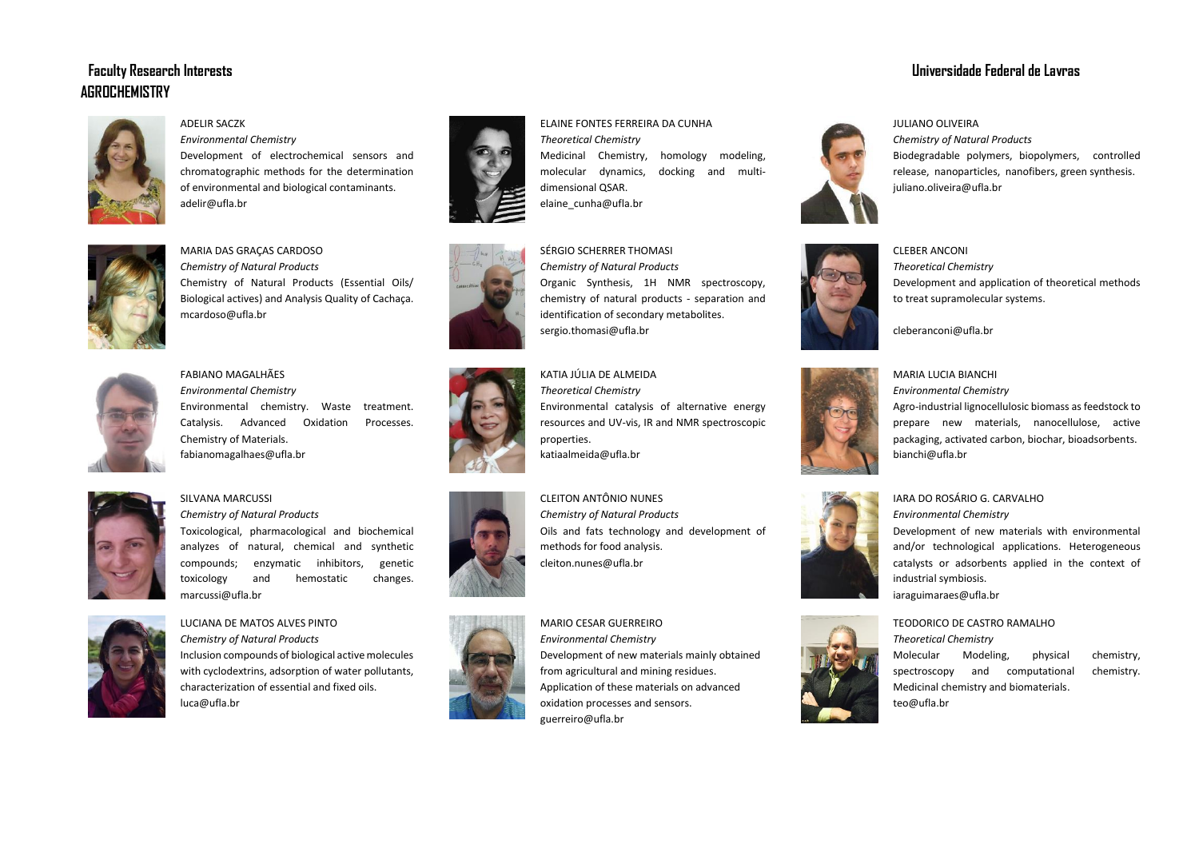# Faculty Research Interests

## Universidade Federal de Lavras

## AGROCHEMISTRY

ADELIR SACZK
*Environmental Chemistry*
Development of electrochemical sensors and chromatographic methods for the determination of environmental and biological contaminants.
adelir@ufla.br

MARIA DAS GRAÇAS CARDOSO
*Chemistry of Natural Products*
Chemistry of Natural Products (Essential Oils/ Biological actives) and Analysis Quality of Cachaça.
mcardoso@ufla.br

FABIANO MAGALHÃES
*Environmental Chemistry*
Environmental chemistry. Waste treatment. Catalysis. Advanced Oxidation Processes. Chemistry of Materials.
fabianomagalhaes@ufla.br

SILVANA MARCUSSI
*Chemistry of Natural Products*
Toxicological, pharmacological and biochemical analyzes of natural, chemical and synthetic compounds; enzymatic inhibitors, genetic toxicology and hemostatic changes.
marcussi@ufla.br

LUCIANA DE MATOS ALVES PINTO
*Chemistry of Natural Products*
Inclusion compounds of biological active molecules with cyclodextrins, adsorption of water pollutants, characterization of essential and fixed oils.
luca@ufla.br

ELAINE FONTES FERREIRA DA CUNHA
*Theoretical Chemistry*
Medicinal Chemistry, homology modeling, molecular dynamics, docking and multi-dimensional QSAR.
elaine_cunha@ufla.br

SÉRGIO SCHERRER THOMASI
*Chemistry of Natural Products*
Organic Synthesis, 1H NMR spectroscopy, chemistry of natural products - separation and identification of secondary metabolites.
sergio.thomasi@ufla.br

KATIA JÚLIA DE ALMEIDA
*Theoretical Chemistry*
Environmental catalysis of alternative energy resources and UV-vis, IR and NMR spectroscopic properties.
katiaalmeida@ufla.br

CLEITON ANTÔNIO NUNES
*Chemistry of Natural Products*
Oils and fats technology and development of methods for food analysis.
cleiton.nunes@ufla.br

MARIO CESAR GUERREIRO
*Environmental Chemistry*
Development of new materials mainly obtained from agricultural and mining residues.
Application of these materials on advanced oxidation processes and sensors.
guerreiro@ufla.br

JULIANO OLIVEIRA
*Chemistry of Natural Products*
Biodegradable polymers, biopolymers, controlled release, nanoparticles, nanofibers, green synthesis.
juliano.oliveira@ufla.br

CLEBER ANCONI
*Theoretical Chemistry*
Development and application of theoretical methods to treat supramolecular systems.

cleberanconi@ufla.br

MARIA LUCIA BIANCHI
*Environmental Chemistry*
Agro-industrial lignocellulosic biomass as feedstock to prepare new materials, nanocellulose, active packaging, activated carbon, biochar, bioadsorbents.
bianchi@ufla.br

IARA DO ROSÁRIO G. CARVALHO
*Environmental Chemistry*
Development of new materials with environmental and/or technological applications. Heterogeneous catalysts or adsorbents applied in the context of industrial symbiosis.
iaraguimaraes@ufla.br

TEODORICO DE CASTRO RAMALHO
*Theoretical Chemistry*
Molecular Modeling, physical chemistry, spectroscopy and computational chemistry. Medicinal chemistry and biomaterials.
teo@ufla.br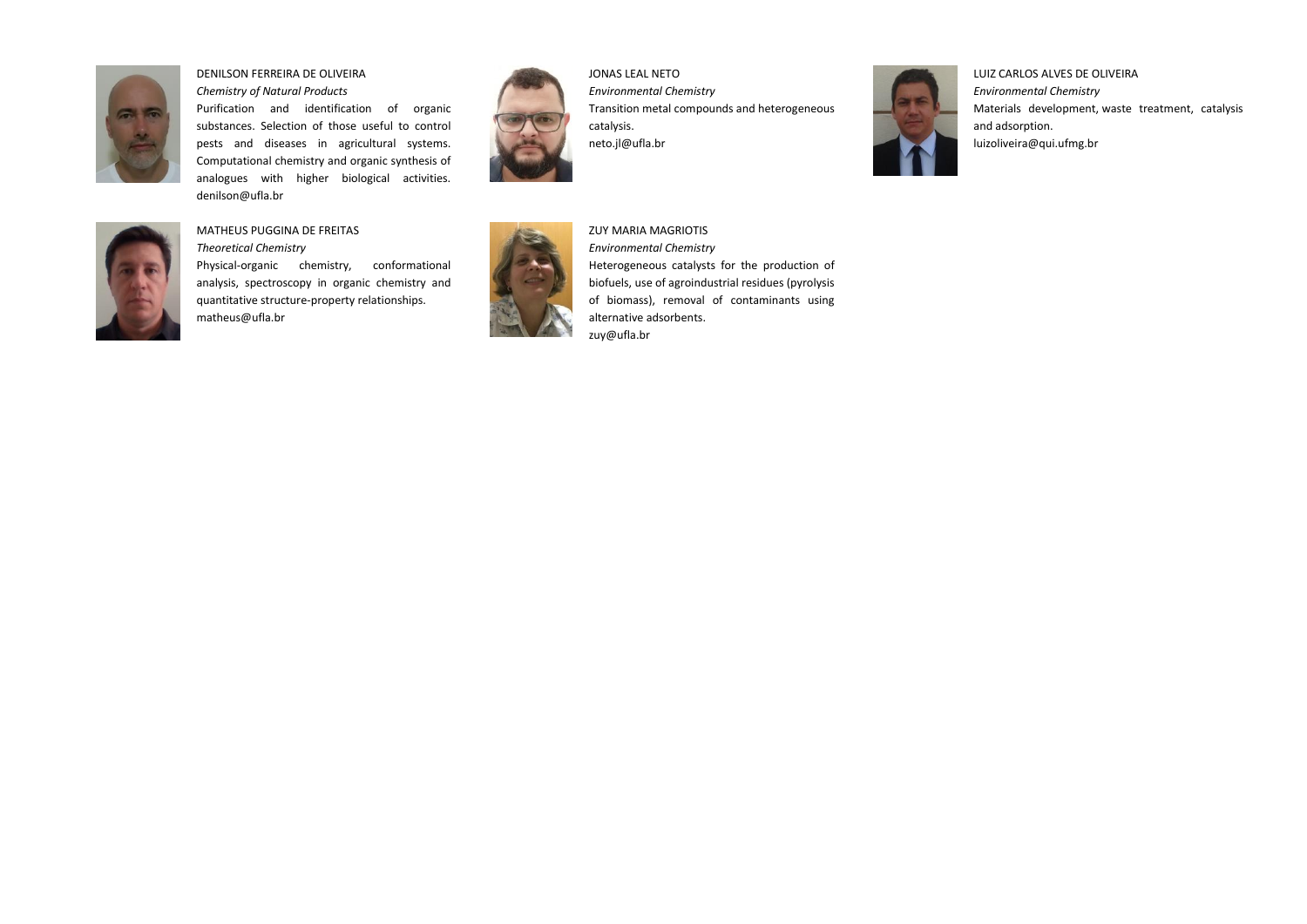DENILSON FERREIRA DE OLIVEIRA

*Chemistry of Natural Products*

Purification and identification of organic substances. Selection of those useful to control pests and diseases in agricultural systems. Computational chemistry and organic synthesis of analogues with higher biological activities.

denilson@ufla.br

JONAS LEAL NETO

*Environmental Chemistry*

Transition metal compounds and heterogeneous catalysis.

neto.jl@ufla.br

LUIZ CARLOS ALVES DE OLIVEIRA

*Environmental Chemistry*

Materials development, waste treatment, catalysis and adsorption.

luizoliveira@qui.ufmg.br

MATHEUS PUGGINA DE FREITAS

*Theoretical Chemistry*

Physical-organic chemistry, conformational analysis, spectroscopy in organic chemistry and quantitative structure-property relationships.

matheus@ufla.br

ZUY MARIA MAGRIOTIS

*Environmental Chemistry*

Heterogeneous catalysts for the production of biofuels, use of agroindustrial residues (pyrolysis of biomass), removal of contaminants using alternative adsorbents.

zuy@ufla.br